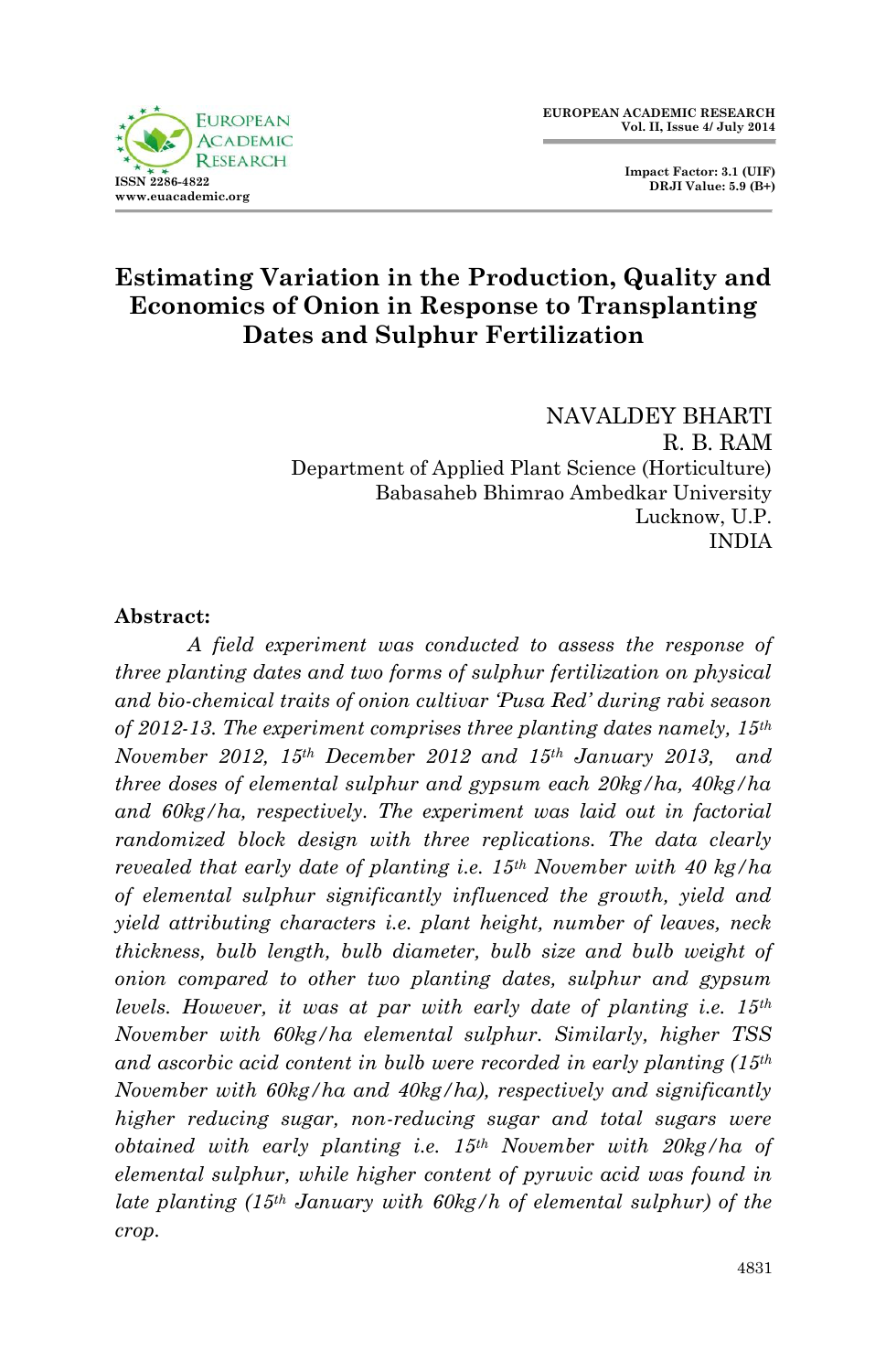# Estimating Variation in the Production, Quality and Economics of Onion in Response to Transplanting Dates and Sulphur Fertilization

NAVALDEY BHARTI
R. B. RAM
Department of Applied Plant Science (Horticulture)
Babasaheb Bhimrao Ambedkar University
Lucknow, U.P.
INDIA

**Abstract:**

*A field experiment was conducted to assess the response of three planting dates and two forms of sulphur fertilization on physical and bio-chemical traits of onion cultivar 'Pusa Red' during rabi season of 2012-13. The experiment comprises three planting dates namely, 15$^{th}$ November 2012, 15$^{th}$ December 2012 and 15$^{th}$ January 2013, and three doses of elemental sulphur and gypsum each 20kg/ha, 40kg/ha and 60kg/ha, respectively. The experiment was laid out in factorial randomized block design with three replications. The data clearly revealed that early date of planting i.e. 15$^{th}$ November with 40 kg/ha of elemental sulphur significantly influenced the growth, yield and yield attributing characters i.e. plant height, number of leaves, neck thickness, bulb length, bulb diameter, bulb size and bulb weight of onion compared to other two planting dates, sulphur and gypsum levels. However, it was at par with early date of planting i.e. 15$^{th}$ November with 60kg/ha elemental sulphur. Similarly, higher TSS and ascorbic acid content in bulb were recorded in early planting (15$^{th}$ November with 60kg/ha and 40kg/ha), respectively and significantly higher reducing sugar, non-reducing sugar and total sugars were obtained with early planting i.e. 15$^{th}$ November with 20kg/ha of elemental sulphur, while higher content of pyruvic acid was found in late planting (15$^{th}$ January with 60kg/h of elemental sulphur) of the crop.*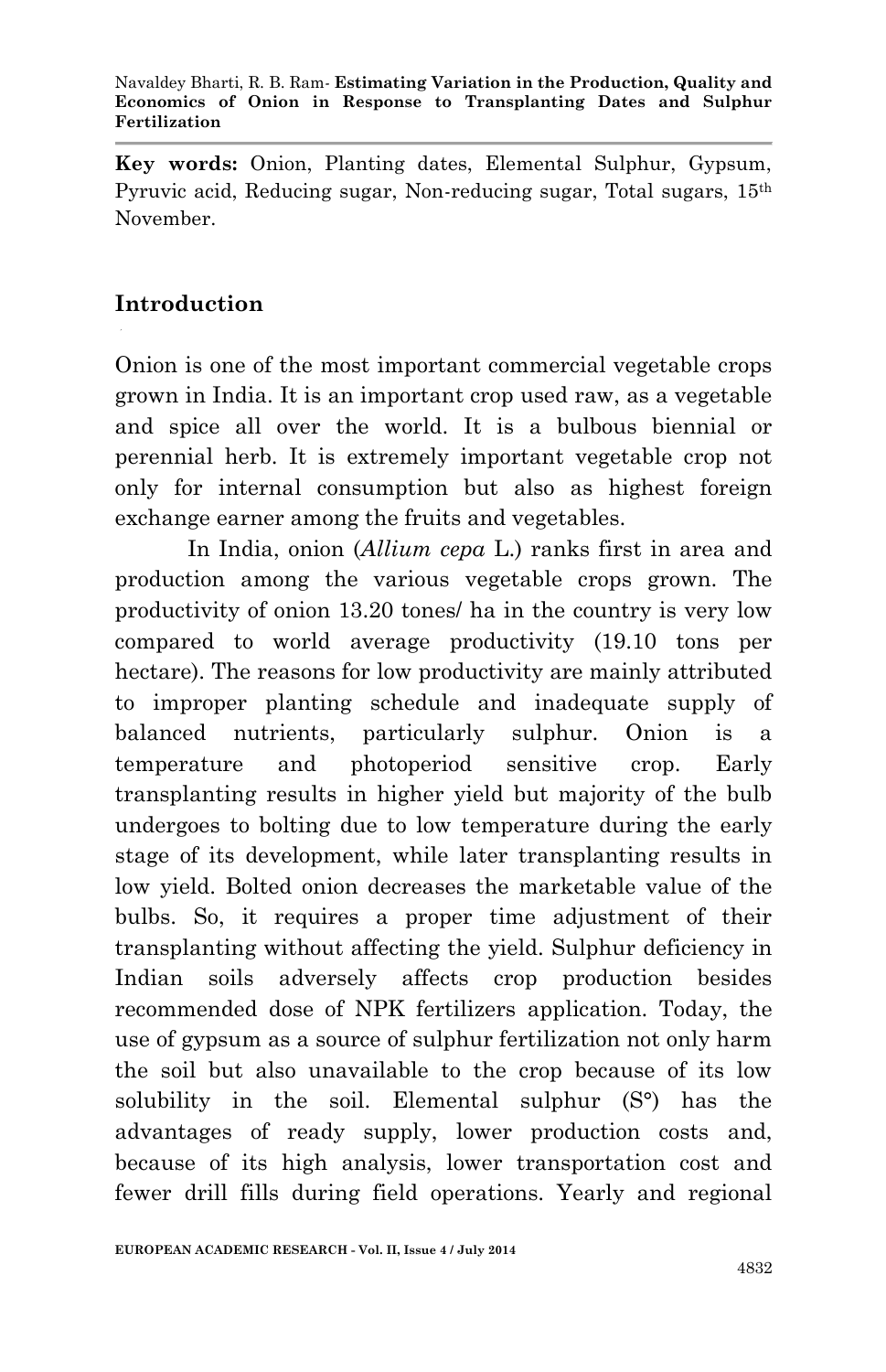**Key words:** Onion, Planting dates, Elemental Sulphur, Gypsum, Pyruvic acid, Reducing sugar, Non-reducing sugar, Total sugars, 15th November.

## Introduction

Onion is one of the most important commercial vegetable crops grown in India. It is an important crop used raw, as a vegetable and spice all over the world. It is a bulbous biennial or perennial herb. It is extremely important vegetable crop not only for internal consumption but also as highest foreign exchange earner among the fruits and vegetables.

In India, onion (*Allium cepa* L.) ranks first in area and production among the various vegetable crops grown. The productivity of onion 13.20 tones/ ha in the country is very low compared to world average productivity (19.10 tons per hectare). The reasons for low productivity are mainly attributed to improper planting schedule and inadequate supply of balanced nutrients, particularly sulphur. Onion is a temperature and photoperiod sensitive crop. Early transplanting results in higher yield but majority of the bulb undergoes to bolting due to low temperature during the early stage of its development, while later transplanting results in low yield. Bolted onion decreases the marketable value of the bulbs. So, it requires a proper time adjustment of their transplanting without affecting the yield. Sulphur deficiency in Indian soils adversely affects crop production besides recommended dose of NPK fertilizers application. Today, the use of gypsum as a source of sulphur fertilization not only harm the soil but also unavailable to the crop because of its low solubility in the soil. Elemental sulphur (S°) has the advantages of ready supply, lower production costs and, because of its high analysis, lower transportation cost and fewer drill fills during field operations. Yearly and regional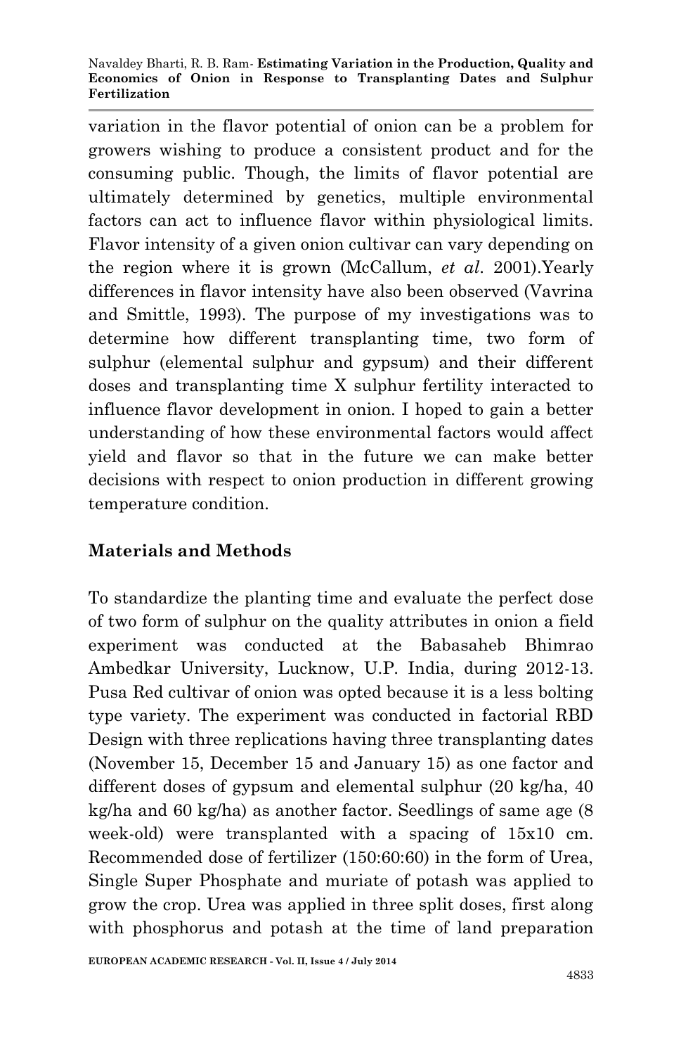variation in the flavor potential of onion can be a problem for growers wishing to produce a consistent product and for the consuming public. Though, the limits of flavor potential are ultimately determined by genetics, multiple environmental factors can act to influence flavor within physiological limits. Flavor intensity of a given onion cultivar can vary depending on the region where it is grown (McCallum, *et al.* 2001).Yearly differences in flavor intensity have also been observed (Vavrina and Smittle, 1993). The purpose of my investigations was to determine how different transplanting time, two form of sulphur (elemental sulphur and gypsum) and their different doses and transplanting time X sulphur fertility interacted to influence flavor development in onion. I hoped to gain a better understanding of how these environmental factors would affect yield and flavor so that in the future we can make better decisions with respect to onion production in different growing temperature condition.

## Materials and Methods

To standardize the planting time and evaluate the perfect dose of two form of sulphur on the quality attributes in onion a field experiment was conducted at the Babasaheb Bhimrao Ambedkar University, Lucknow, U.P. India, during 2012-13. Pusa Red cultivar of onion was opted because it is a less bolting type variety. The experiment was conducted in factorial RBD Design with three replications having three transplanting dates (November 15, December 15 and January 15) as one factor and different doses of gypsum and elemental sulphur (20 kg/ha, 40 kg/ha and 60 kg/ha) as another factor. Seedlings of same age (8 week-old) were transplanted with a spacing of 15x10 cm. Recommended dose of fertilizer (150:60:60) in the form of Urea, Single Super Phosphate and muriate of potash was applied to grow the crop. Urea was applied in three split doses, first along with phosphorus and potash at the time of land preparation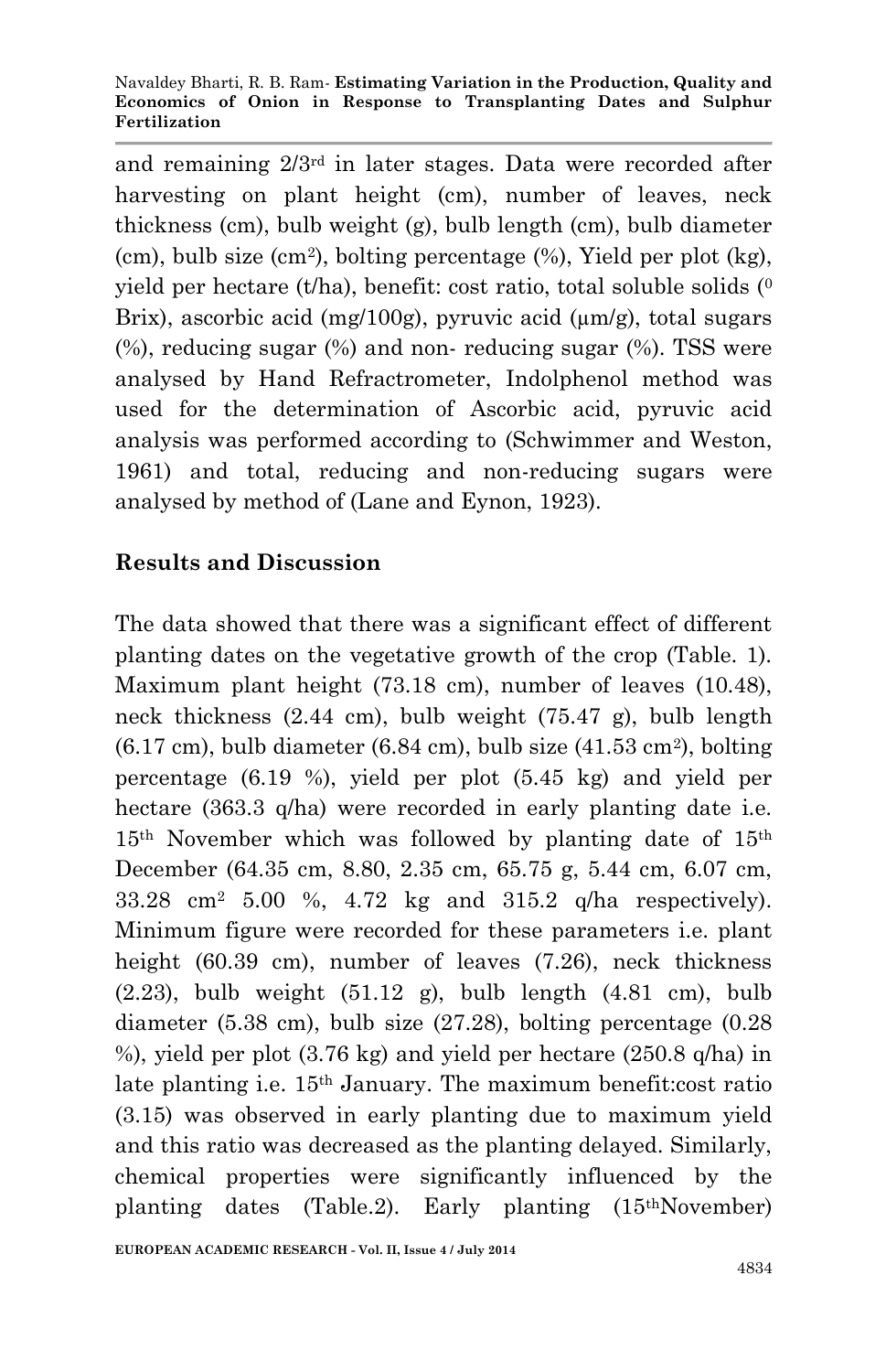and remaining 2/3rd in later stages. Data were recorded after harvesting on plant height (cm), number of leaves, neck thickness (cm), bulb weight (g), bulb length (cm), bulb diameter (cm), bulb size ($cm^2$), bolting percentage (%), Yield per plot (kg), yield per hectare (t/ha), benefit: cost ratio, total soluble solids ($^0$ Brix), ascorbic acid (mg/100g), pyruvic acid (μm/g), total sugars (%), reducing sugar (%) and non- reducing sugar (%). TSS were analysed by Hand Refractrometer, Indolphenol method was used for the determination of Ascorbic acid, pyruvic acid analysis was performed according to (Schwimmer and Weston, 1961) and total, reducing and non-reducing sugars were analysed by method of (Lane and Eynon, 1923).

## Results and Discussion

The data showed that there was a significant effect of different planting dates on the vegetative growth of the crop (Table. 1). Maximum plant height (73.18 cm), number of leaves (10.48), neck thickness (2.44 cm), bulb weight (75.47 g), bulb length (6.17 cm), bulb diameter (6.84 cm), bulb size (41.53 $cm^2$), bolting percentage (6.19 %), yield per plot (5.45 kg) and yield per hectare (363.3 q/ha) were recorded in early planting date i.e. 15th November which was followed by planting date of 15th December (64.35 cm, 8.80, 2.35 cm, 65.75 g, 5.44 cm, 6.07 cm, 33.28 $cm^2$ 5.00 %, 4.72 kg and 315.2 q/ha respectively). Minimum figure were recorded for these parameters i.e. plant height (60.39 cm), number of leaves (7.26), neck thickness (2.23), bulb weight (51.12 g), bulb length (4.81 cm), bulb diameter (5.38 cm), bulb size (27.28), bolting percentage (0.28 %), yield per plot (3.76 kg) and yield per hectare (250.8 q/ha) in late planting i.e. 15th January. The maximum benefit:cost ratio (3.15) was observed in early planting due to maximum yield and this ratio was decreased as the planting delayed. Similarly, chemical properties were significantly influenced by the planting dates (Table.2). Early planting (15thNovember)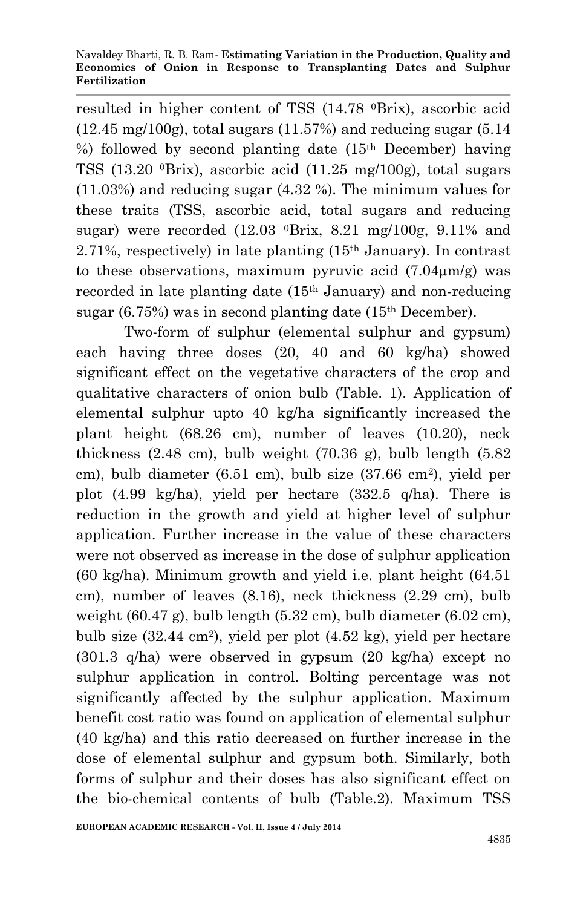resulted in higher content of TSS (14.78 $^0$Brix), ascorbic acid (12.45 mg/100g), total sugars (11.57%) and reducing sugar (5.14 %) followed by second planting date (15$^{th}$ December) having TSS (13.20 $^0$Brix), ascorbic acid (11.25 mg/100g), total sugars (11.03%) and reducing sugar (4.32 %). The minimum values for these traits (TSS, ascorbic acid, total sugars and reducing sugar) were recorded (12.03 $^0$Brix, 8.21 mg/100g, 9.11% and 2.71%, respectively) in late planting (15$^{th}$ January). In contrast to these observations, maximum pyruvic acid (7.04µm/g) was recorded in late planting date (15$^{th}$ January) and non-reducing sugar (6.75%) was in second planting date (15$^{th}$ December).

Two-form of sulphur (elemental sulphur and gypsum) each having three doses (20, 40 and 60 kg/ha) showed significant effect on the vegetative characters of the crop and qualitative characters of onion bulb (Table. 1). Application of elemental sulphur upto 40 kg/ha significantly increased the plant height (68.26 cm), number of leaves (10.20), neck thickness (2.48 cm), bulb weight (70.36 g), bulb length (5.82 cm), bulb diameter (6.51 cm), bulb size (37.66 cm$^2$), yield per plot (4.99 kg/ha), yield per hectare (332.5 q/ha). There is reduction in the growth and yield at higher level of sulphur application. Further increase in the value of these characters were not observed as increase in the dose of sulphur application (60 kg/ha). Minimum growth and yield i.e. plant height (64.51 cm), number of leaves (8.16), neck thickness (2.29 cm), bulb weight (60.47 g), bulb length (5.32 cm), bulb diameter (6.02 cm), bulb size (32.44 cm$^2$), yield per plot (4.52 kg), yield per hectare (301.3 q/ha) were observed in gypsum (20 kg/ha) except no sulphur application in control. Bolting percentage was not significantly affected by the sulphur application. Maximum benefit cost ratio was found on application of elemental sulphur (40 kg/ha) and this ratio decreased on further increase in the dose of elemental sulphur and gypsum both. Similarly, both forms of sulphur and their doses has also significant effect on the bio-chemical contents of bulb (Table.2). Maximum TSS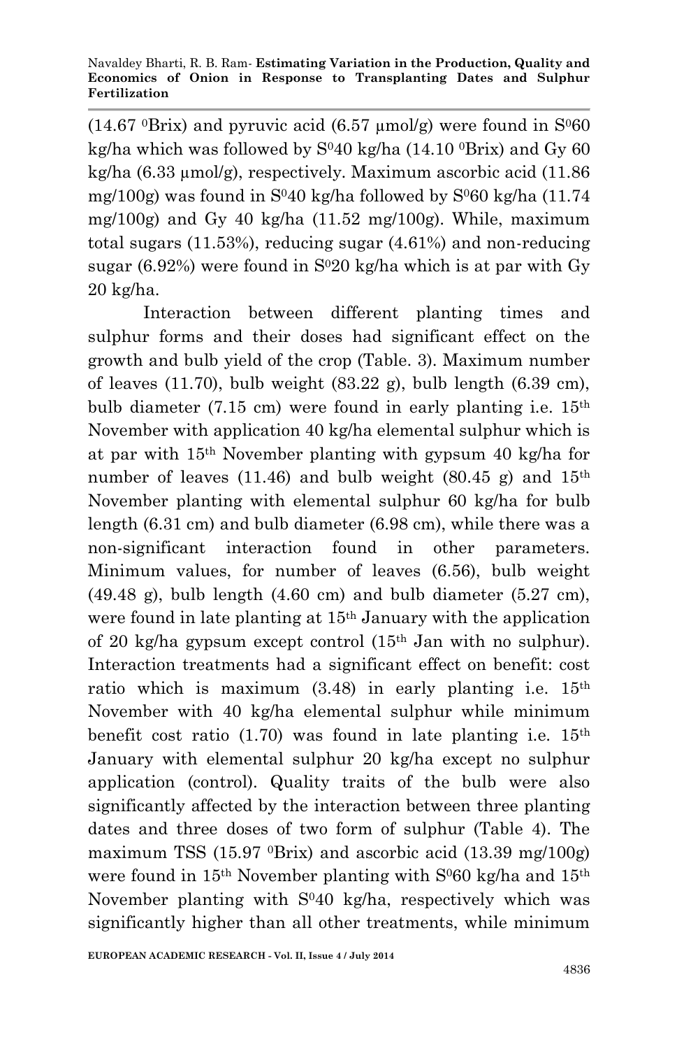(14.67 $^0$Brix) and pyruvic acid (6.57 μmol/g) were found in $S^0$60 kg/ha which was followed by $S^0$40 kg/ha (14.10 $^0$Brix) and Gy 60 kg/ha (6.33 μmol/g), respectively. Maximum ascorbic acid (11.86 mg/100g) was found in $S^0$40 kg/ha followed by $S^0$60 kg/ha (11.74 mg/100g) and Gy 40 kg/ha (11.52 mg/100g). While, maximum total sugars (11.53%), reducing sugar (4.61%) and non-reducing sugar (6.92%) were found in $S^0$20 kg/ha which is at par with Gy 20 kg/ha.

Interaction between different planting times and sulphur forms and their doses had significant effect on the growth and bulb yield of the crop (Table. 3). Maximum number of leaves (11.70), bulb weight (83.22 g), bulb length (6.39 cm), bulb diameter (7.15 cm) were found in early planting i.e. 15$^{th}$ November with application 40 kg/ha elemental sulphur which is at par with 15$^{th}$ November planting with gypsum 40 kg/ha for number of leaves (11.46) and bulb weight (80.45 g) and 15$^{th}$ November planting with elemental sulphur 60 kg/ha for bulb length (6.31 cm) and bulb diameter (6.98 cm), while there was a non-significant interaction found in other parameters. Minimum values, for number of leaves (6.56), bulb weight (49.48 g), bulb length (4.60 cm) and bulb diameter (5.27 cm), were found in late planting at 15$^{th}$ January with the application of 20 kg/ha gypsum except control (15$^{th}$ Jan with no sulphur). Interaction treatments had a significant effect on benefit: cost ratio which is maximum (3.48) in early planting i.e. 15$^{th}$ November with 40 kg/ha elemental sulphur while minimum benefit cost ratio (1.70) was found in late planting i.e. 15$^{th}$ January with elemental sulphur 20 kg/ha except no sulphur application (control). Quality traits of the bulb were also significantly affected by the interaction between three planting dates and three doses of two form of sulphur (Table 4). The maximum TSS (15.97 $^0$Brix) and ascorbic acid (13.39 mg/100g) were found in 15$^{th}$ November planting with $S^0$60 kg/ha and 15$^{th}$ November planting with $S^0$40 kg/ha, respectively which was significantly higher than all other treatments, while minimum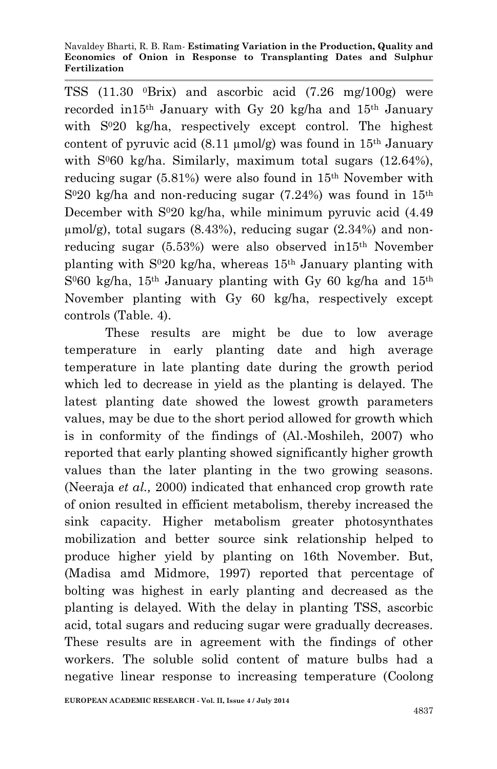TSS (11.30 $^{0}$Brix) and ascorbic acid (7.26 mg/100g) were recorded in15$^{th}$ January with Gy 20 kg/ha and 15$^{th}$ January with S$^{0}$20 kg/ha, respectively except control. The highest content of pyruvic acid (8.11 µmol/g) was found in 15$^{th}$ January with S$^{0}$60 kg/ha. Similarly, maximum total sugars (12.64%), reducing sugar (5.81%) were also found in 15$^{th}$ November with S$^{0}$20 kg/ha and non-reducing sugar (7.24%) was found in 15$^{th}$ December with S$^{0}$20 kg/ha, while minimum pyruvic acid (4.49 µmol/g), total sugars (8.43%), reducing sugar (2.34%) and non-reducing sugar (5.53%) were also observed in15$^{th}$ November planting with S$^{0}$20 kg/ha, whereas 15$^{th}$ January planting with S$^{0}$60 kg/ha, 15$^{th}$ January planting with Gy 60 kg/ha and 15$^{th}$ November planting with Gy 60 kg/ha, respectively except controls (Table. 4).

These results are might be due to low average temperature in early planting date and high average temperature in late planting date during the growth period which led to decrease in yield as the planting is delayed. The latest planting date showed the lowest growth parameters values, may be due to the short period allowed for growth which is in conformity of the findings of (Al.-Moshileh, 2007) who reported that early planting showed significantly higher growth values than the later planting in the two growing seasons. (Neeraja *et al.,* 2000) indicated that enhanced crop growth rate of onion resulted in efficient metabolism, thereby increased the sink capacity. Higher metabolism greater photosynthates mobilization and better source sink relationship helped to produce higher yield by planting on 16th November. But, (Madisa amd Midmore, 1997) reported that percentage of bolting was highest in early planting and decreased as the planting is delayed. With the delay in planting TSS, ascorbic acid, total sugars and reducing sugar were gradually decreases. These results are in agreement with the findings of other workers. The soluble solid content of mature bulbs had a negative linear response to increasing temperature (Coolong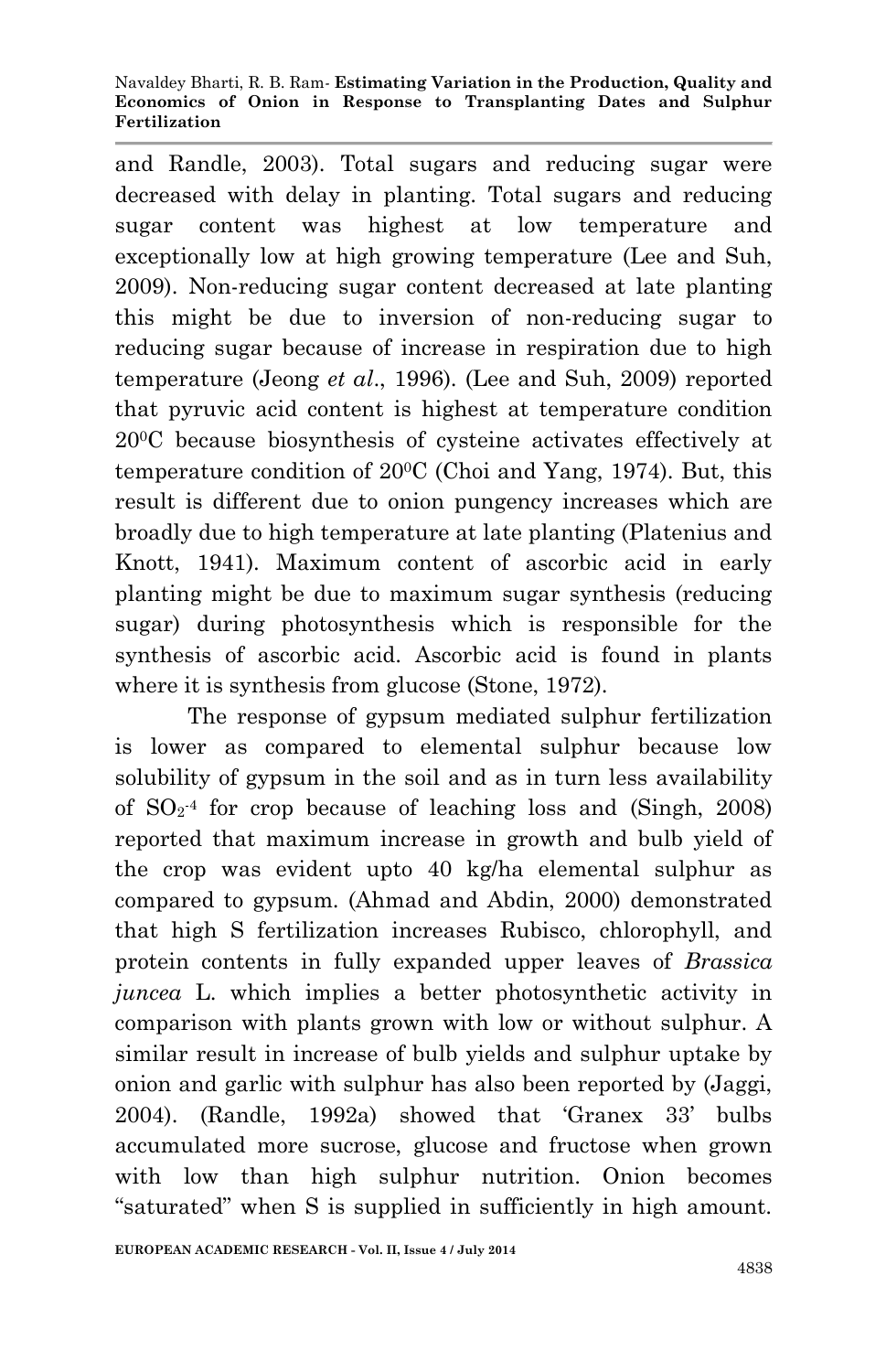and Randle, 2003). Total sugars and reducing sugar were decreased with delay in planting. Total sugars and reducing sugar content was highest at low temperature and exceptionally low at high growing temperature (Lee and Suh, 2009). Non-reducing sugar content decreased at late planting this might be due to inversion of non-reducing sugar to reducing sugar because of increase in respiration due to high temperature (Jeong *et al*., 1996). (Lee and Suh, 2009) reported that pyruvic acid content is highest at temperature condition $20^0$C because biosynthesis of cysteine activates effectively at temperature condition of $20^0$C (Choi and Yang, 1974). But, this result is different due to onion pungency increases which are broadly due to high temperature at late planting (Platenius and Knott, 1941). Maximum content of ascorbic acid in early planting might be due to maximum sugar synthesis (reducing sugar) during photosynthesis which is responsible for the synthesis of ascorbic acid. Ascorbic acid is found in plants where it is synthesis from glucose (Stone, 1972).

The response of gypsum mediated sulphur fertilization is lower as compared to elemental sulphur because low solubility of gypsum in the soil and as in turn less availability of $SO_2^{-4}$ for crop because of leaching loss and (Singh, 2008) reported that maximum increase in growth and bulb yield of the crop was evident upto 40 kg/ha elemental sulphur as compared to gypsum. (Ahmad and Abdin, 2000) demonstrated that high S fertilization increases Rubisco, chlorophyll, and protein contents in fully expanded upper leaves of *Brassica juncea* L. which implies a better photosynthetic activity in comparison with plants grown with low or without sulphur. A similar result in increase of bulb yields and sulphur uptake by onion and garlic with sulphur has also been reported by (Jaggi, 2004). (Randle, 1992a) showed that 'Granex 33' bulbs accumulated more sucrose, glucose and fructose when grown with low than high sulphur nutrition. Onion becomes "saturated" when S is supplied in sufficiently in high amount.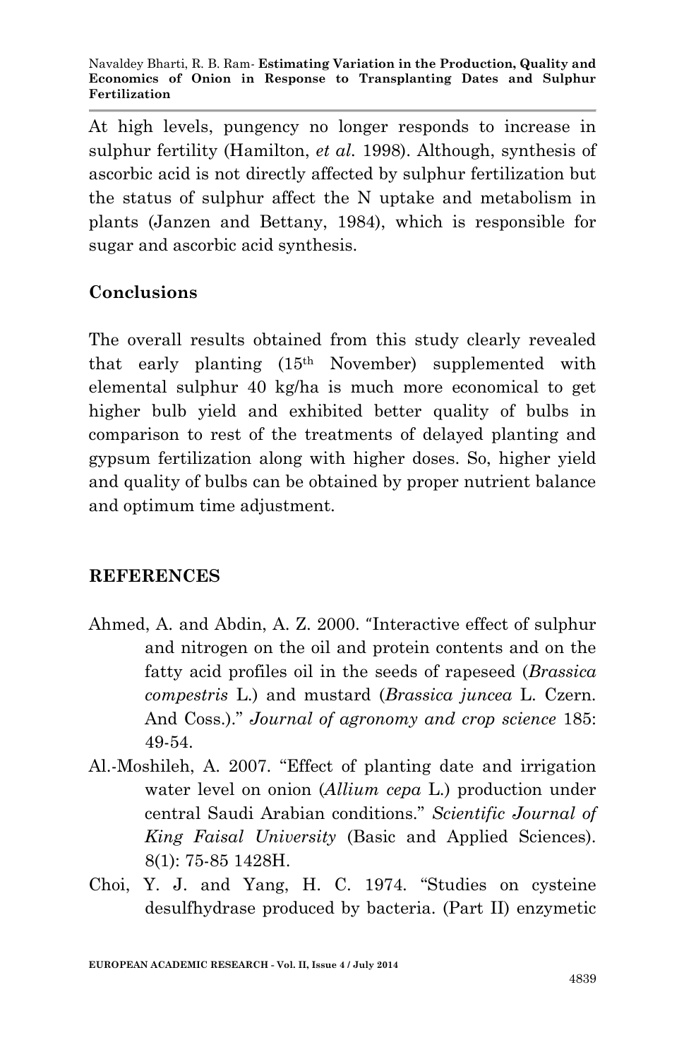At high levels, pungency no longer responds to increase in sulphur fertility (Hamilton, *et al.* 1998). Although, synthesis of ascorbic acid is not directly affected by sulphur fertilization but the status of sulphur affect the N uptake and metabolism in plants (Janzen and Bettany, 1984), which is responsible for sugar and ascorbic acid synthesis.

## Conclusions

The overall results obtained from this study clearly revealed that early planting (15th November) supplemented with elemental sulphur 40 kg/ha is much more economical to get higher bulb yield and exhibited better quality of bulbs in comparison to rest of the treatments of delayed planting and gypsum fertilization along with higher doses. So, higher yield and quality of bulbs can be obtained by proper nutrient balance and optimum time adjustment.

## REFERENCES

Ahmed, A. and Abdin, A. Z. 2000. "Interactive effect of sulphur and nitrogen on the oil and protein contents and on the fatty acid profiles oil in the seeds of rapeseed (*Brassica compestris* L.) and mustard (*Brassica juncea* L. Czern. And Coss.)." *Journal of agronomy and crop science* 185: 49-54.

Al.-Moshileh, A. 2007. "Effect of planting date and irrigation water level on onion (*Allium cepa* L.) production under central Saudi Arabian conditions." *Scientific Journal of King Faisal University* (Basic and Applied Sciences). 8(1): 75-85 1428H.

Choi, Y. J. and Yang, H. C. 1974. "Studies on cysteine desulfhydrase produced by bacteria. (Part II) enzymetic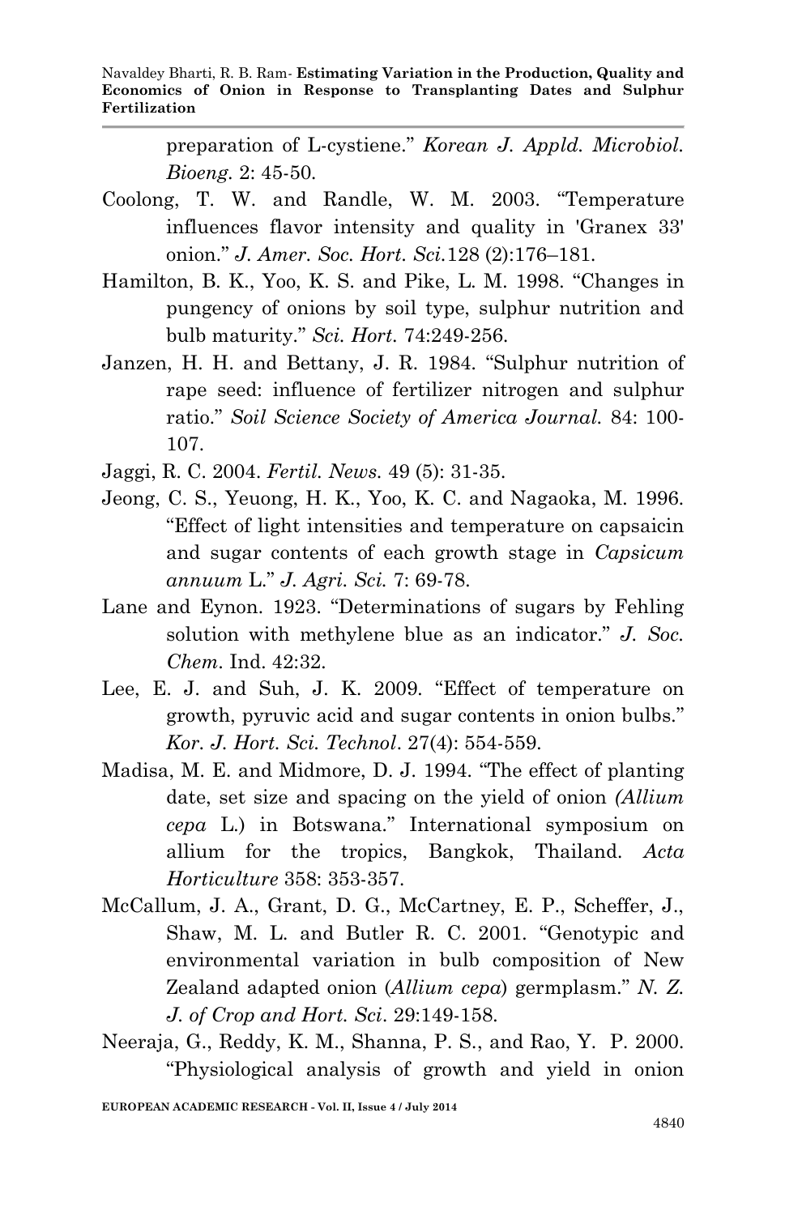preparation of L-cystiene." *Korean J. Appld. Microbiol. Bioeng.* 2: 45-50.

Coolong, T. W. and Randle, W. M. 2003. "Temperature influences flavor intensity and quality in 'Granex 33' onion." *J. Amer. Soc. Hort. Sci.*128 (2):176–181.

Hamilton, B. K., Yoo, K. S. and Pike, L. M. 1998. "Changes in pungency of onions by soil type, sulphur nutrition and bulb maturity." *Sci. Hort.* 74:249-256.

Janzen, H. H. and Bettany, J. R. 1984. "Sulphur nutrition of rape seed: influence of fertilizer nitrogen and sulphur ratio." *Soil Science Society of America Journal.* 84: 100-107.

Jaggi, R. C. 2004. *Fertil. News.* 49 (5): 31-35.

Jeong, C. S., Yeuong, H. K., Yoo, K. C. and Nagaoka, M. 1996. "Effect of light intensities and temperature on capsaicin and sugar contents of each growth stage in *Capsicum annuum* L." *J. Agri. Sci.* 7: 69-78.

Lane and Eynon. 1923. "Determinations of sugars by Fehling solution with methylene blue as an indicator." *J. Soc. Chem*. Ind. 42:32.

Lee, E. J. and Suh, J. K. 2009. "Effect of temperature on growth, pyruvic acid and sugar contents in onion bulbs." *Kor. J. Hort. Sci. Technol*. 27(4): 554-559.

Madisa, M. E. and Midmore, D. J. 1994. "The effect of planting date, set size and spacing on the yield of onion *(Allium cepa* L.) in Botswana." International symposium on allium for the tropics, Bangkok, Thailand. *Acta Horticulture* 358: 353-357.

McCallum, J. A., Grant, D. G., McCartney, E. P., Scheffer, J., Shaw, M. L. and Butler R. C. 2001. "Genotypic and environmental variation in bulb composition of New Zealand adapted onion (*Allium cepa*) germplasm." *N. Z. J. of Crop and Hort. Sci*. 29:149-158.

Neeraja, G., Reddy, K. M., Shanna, P. S., and Rao, Y. P. 2000. "Physiological analysis of growth and yield in onion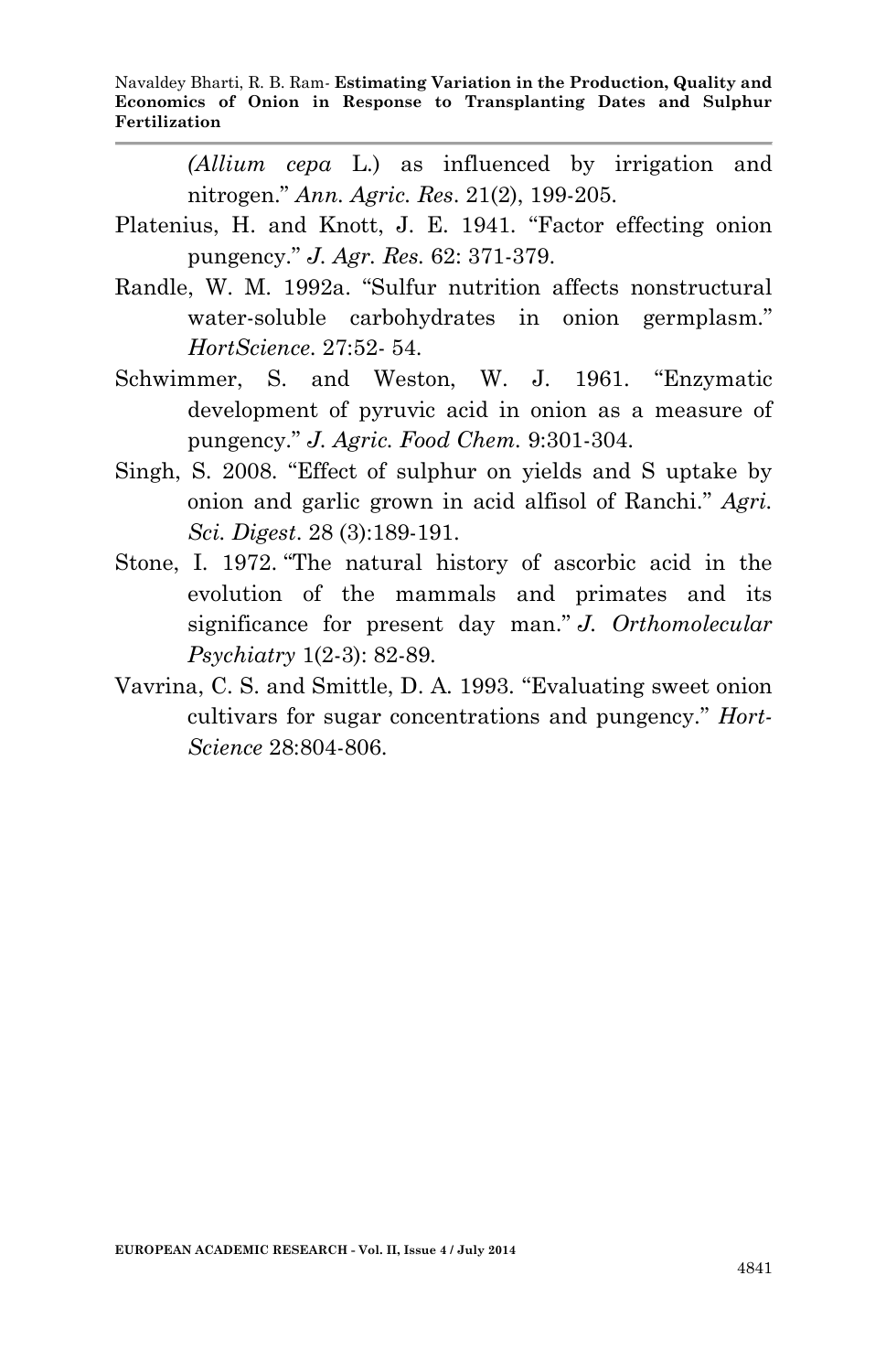*(Allium cepa* L.) as influenced by irrigation and nitrogen." *Ann. Agric. Res*. 21(2), 199-205.

Platenius, H. and Knott, J. E. 1941. "Factor effecting onion pungency." *J. Agr. Res.* 62: 371-379.

Randle, W. M. 1992a. "Sulfur nutrition affects nonstructural water-soluble carbohydrates in onion germplasm." *HortScience*. 27:52- 54.

Schwimmer, S. and Weston, W. J. 1961. "Enzymatic development of pyruvic acid in onion as a measure of pungency." *J. Agric. Food Chem.* 9:301-304.

Singh, S. 2008. "Effect of sulphur on yields and S uptake by onion and garlic grown in acid alfisol of Ranchi." *Agri. Sci. Digest*. 28 (3):189-191.

Stone, I. 1972. "The natural history of ascorbic acid in the evolution of the mammals and primates and its significance for present day man." *J. Orthomolecular Psychiatry* 1(2-3): 82-89.

Vavrina, C. S. and Smittle, D. A. 1993. "Evaluating sweet onion cultivars for sugar concentrations and pungency." *Hort-Science* 28:804-806.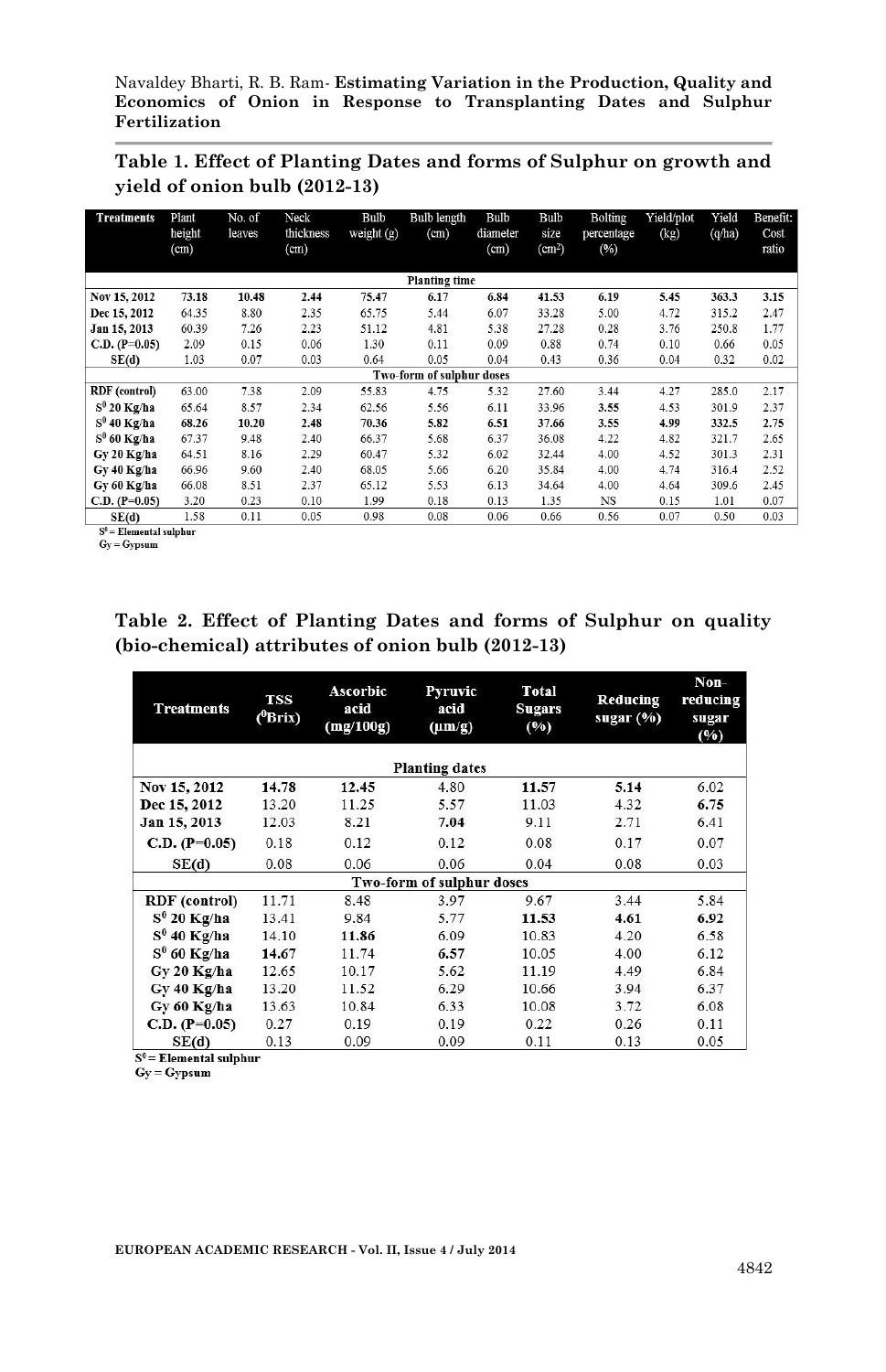**Table 1. Effect of Planting Dates and forms of Sulphur on growth and yield of onion bulb (2012-13)**

| Treatments | Plant height (cm) | No. of leaves | Neck thickness (cm) | Bulb weight (g) | Bulb length (cm) | Bulb diameter (cm) | Bulb size ($cm^2$) | Bolting percentage (%) | Yield/plot (kg) | Yield (q/ha) | Benefit: Cost ratio |
|---|---|---|---|---|---|---|---|---|---|---|---|
| **Planting time** | | | | | | | | | | | |
| Nov 15, 2012 | 73.18 | 10.48 | 2.44 | 75.47 | 6.17 | 6.84 | 41.53 | 6.19 | 5.45 | 363.3 | 3.15 |
| Dec 15, 2012 | 64.35 | 8.80 | 2.35 | 65.75 | 5.44 | 6.07 | 33.28 | 5.00 | 4.72 | 315.2 | 2.47 |
| Jan 15, 2013 | 60.39 | 7.26 | 2.23 | 51.12 | 4.81 | 5.38 | 27.28 | 0.28 | 3.76 | 250.8 | 1.77 |
| C.D. (P=0.05) | 2.09 | 0.15 | 0.06 | 1.30 | 0.11 | 0.09 | 0.88 | 0.74 | 0.10 | 0.66 | 0.05 |
| SE(d) | 1.03 | 0.07 | 0.03 | 0.64 | 0.05 | 0.04 | 0.43 | 0.36 | 0.04 | 0.32 | 0.02 |
| **Two-form of sulphur doses** | | | | | | | | | | | |
| RDF (control) | 63.00 | 7.38 | 2.09 | 55.83 | 4.75 | 5.32 | 27.60 | 3.44 | 4.27 | 285.0 | 2.17 |
| $S^0$ 20 Kg/ha | 65.64 | 8.57 | 2.34 | 62.56 | 5.56 | 6.11 | 33.96 | 3.55 | 4.53 | 301.9 | 2.37 |
| $S^0$ 40 Kg/ha | 68.26 | 10.20 | 2.48 | 70.36 | 5.82 | 6.51 | 37.66 | 3.55 | 4.99 | 332.5 | 2.75 |
| $S^0$ 60 Kg/ha | 67.37 | 9.48 | 2.40 | 66.37 | 5.68 | 6.37 | 36.08 | 4.22 | 4.82 | 321.7 | 2.65 |
| Gy 20 Kg/ha | 64.51 | 8.16 | 2.29 | 60.47 | 5.32 | 6.02 | 32.44 | 4.00 | 4.52 | 301.3 | 2.31 |
| Gy 40 Kg/ha | 66.96 | 9.60 | 2.40 | 68.05 | 5.66 | 6.20 | 35.84 | 4.00 | 4.74 | 316.4 | 2.52 |
| Gy 60 Kg/ha | 66.08 | 8.51 | 2.37 | 65.12 | 5.53 | 6.13 | 34.64 | 4.00 | 4.64 | 309.6 | 2.45 |
| C.D. (P=0.05) | 3.20 | 0.23 | 0.10 | 1.99 | 0.18 | 0.13 | 1.35 | NS | 0.15 | 1.01 | 0.07 |
| SE(d) | 1.58 | 0.11 | 0.05 | 0.98 | 0.08 | 0.06 | 0.66 | 0.56 | 0.07 | 0.50 | 0.03 |

$S^0$ = Elemental sulphur
Gy = Gypsum

**Table 2. Effect of Planting Dates and forms of Sulphur on quality (bio-chemical) attributes of onion bulb (2012-13)**

| Treatments | TSS ($^0$Brix) | Ascorbic acid (mg/100g) | Pyruvic acid (µm/g) | Total Sugars (%) | Reducing sugar (%) | Non-reducing sugar (%) |
|---|---|---|---|---|---|---|
| **Planting dates** | | | | | | |
| Nov 15, 2012 | **14.78** | **12.45** | 4.80 | **11.57** | **5.14** | 6.02 |
| Dec 15, 2012 | 13.20 | 11.25 | 5.57 | 11.03 | 4.32 | **6.75** |
| Jan 15, 2013 | 12.03 | 8.21 | **7.04** | 9.11 | 2.71 | 6.41 |
| C.D. (P=0.05) | 0.18 | 0.12 | 0.12 | 0.08 | 0.17 | 0.07 |
| SE(d) | 0.08 | 0.06 | 0.06 | 0.04 | 0.08 | 0.03 |
| **Two-form of sulphur doses** | | | | | | |
| RDF (control) | 11.71 | 8.48 | 3.97 | 9.67 | 3.44 | 5.84 |
| $S^0$ 20 Kg/ha | 13.41 | 9.84 | 5.77 | **11.53** | **4.61** | **6.92** |
| $S^0$ 40 Kg/ha | 14.10 | **11.86** | 6.09 | 10.83 | 4.20 | 6.58 |
| $S^0$ 60 Kg/ha | **14.67** | 11.74 | **6.57** | 10.05 | 4.00 | 6.12 |
| Gy 20 Kg/ha | 12.65 | 10.17 | 5.62 | 11.19 | 4.49 | 6.84 |
| Gy 40 Kg/ha | 13.20 | 11.52 | 6.29 | 10.66 | 3.94 | 6.37 |
| Gy 60 Kg/ha | 13.63 | 10.84 | 6.33 | 10.08 | 3.72 | 6.08 |
| C.D. (P=0.05) | 0.27 | 0.19 | 0.19 | 0.22 | 0.26 | 0.11 |
| SE(d) | 0.13 | 0.09 | 0.09 | 0.11 | 0.13 | 0.05 |

$S^0$ = Elemental sulphur
Gy = Gypsum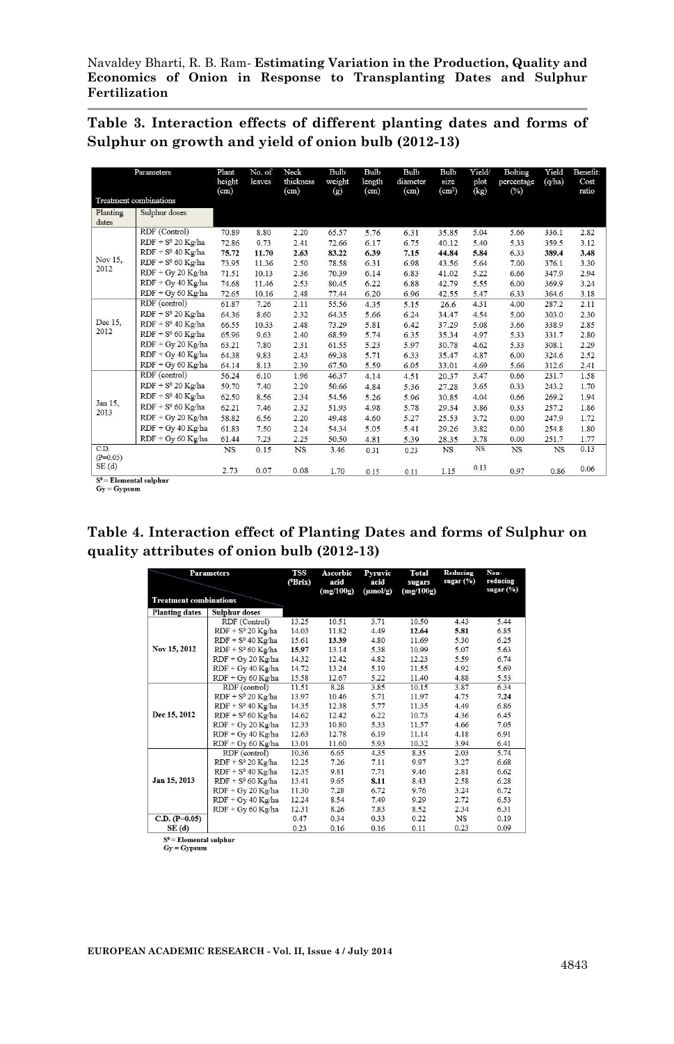## Table 3. Interaction effects of different planting dates and forms of Sulphur on growth and yield of onion bulb (2012-13)

| Planting dates | Sulphur doses | Plant height (cm) | No. of leaves | Neck thickness (cm) | Bulb weight (g) | Bulb length (cm) | Bulb diameter (cm) | Bulb size (cm²) | Yield/ plot (kg) | Bolting percentage (%) | Yield (q/ha) | Benefit: Cost ratio |
|---|---|---|---|---|---|---|---|---|---|---|---|---|
| Nov 15, 2012 | RDF (Control) | 70.89 | 8.80 | 2.20 | 65.57 | 5.76 | 6.31 | 35.85 | 5.04 | 5.66 | 336.1 | 2.82 |
| | RDF + $S^0$ 20 Kg/ha | 72.86 | 9.73 | 2.41 | 72.66 | 6.17 | 6.75 | 40.12 | 5.40 | 5.33 | 359.5 | 3.12 |
| | RDF + $S^0$ 40 Kg/ha | **75.72** | **11.70** | **2.63** | **83.22** | **6.39** | **7.15** | **44.84** | **5.84** | 6.33 | **389.4** | **3.48** |
| | RDF + $S^0$ 60 Kg/ha | 73.95 | 11.36 | 2.50 | 78.58 | 6.31 | 6.98 | 43.56 | 5.64 | 7.00 | 376.1 | 3.30 |
| | RDF + Gy 20 Kg/ha | 71.51 | 10.13 | 2.36 | 70.39 | 6.14 | 6.83 | 41.02 | 5.22 | 6.66 | 347.9 | 2.94 |
| | RDF + Gy 40 Kg/ha | 74.68 | 11.46 | 2.53 | 80.45 | 6.22 | 6.88 | 42.79 | 5.55 | 6.00 | 369.9 | 3.24 |
| | RDF + Gy 60 Kg/ha | 72.65 | 10.16 | 2.48 | 77.44 | 6.20 | 6.96 | 42.55 | 5.47 | 6.33 | 364.6 | 3.18 |
| Dec 15, 2012 | RDF (control) | 61.87 | 7.26 | 2.11 | 55.56 | 4.35 | 5.15 | 26.6 | 4.31 | 4.00 | 287.2 | 2.11 |
| | RDF + $S^0$ 20 Kg/ha | 64.36 | 8.60 | 2.32 | 64.35 | 5.66 | 6.24 | 34.47 | 4.54 | 5.00 | 303.0 | 2.30 |
| | RDF + $S^0$ 40 Kg/ha | 66.55 | 10.33 | 2.48 | 73.29 | 5.81 | 6.42 | 37.29 | 5.08 | 3.66 | 338.9 | 2.85 |
| | RDF + $S^0$ 60 Kg/ha | 65.96 | 9.63 | 2.40 | 68.59 | 5.74 | 6.35 | 35.34 | 4.97 | 5.33 | 331.7 | 2.80 |
| | RDF + Gy 20 Kg/ha | 63.21 | 7.80 | 2.31 | 61.55 | 5.23 | 5.97 | 30.78 | 4.62 | 5.33 | 308.1 | 2.29 |
| | RDF + Gy 40 Kg/ha | 64.38 | 9.83 | 2.43 | 69.38 | 5.71 | 6.33 | 35.47 | 4.87 | 6.00 | 324.6 | 2.52 |
| | RDF + Gy 60 Kg/ha | 64.14 | 8.13 | 2.39 | 67.50 | 5.59 | 6.05 | 33.01 | 4.69 | 5.66 | 312.6 | 2.41 |
| Jan 15, 2013 | RDF (control) | 56.24 | 6.10 | 1.96 | 46.37 | 4.14 | 4.51 | 20.37 | 3.47 | 0.66 | 231.7 | 1.58 |
| | RDF + $S^0$ 20 Kg/ha | 59.70 | 7.40 | 2.29 | 50.66 | 4.84 | 5.36 | 27.28 | 3.65 | 0.33 | 243.2 | 1.70 |
| | RDF + $S^0$ 40 Kg/ha | 62.50 | 8.56 | 2.34 | 54.56 | 5.26 | 5.96 | 30.85 | 4.04 | 0.66 | 269.2 | 1.94 |
| | RDF + $S^0$ 60 Kg/ha | 62.21 | 7.46 | 2.32 | 51.93 | 4.98 | 5.78 | 29.34 | 3.86 | 0.33 | 257.2 | 1.86 |
| | RDF + Gy 20 Kg/ha | 58.82 | 6.56 | 2.20 | 49.48 | 4.60 | 5.27 | 25.53 | 3.72 | 0.00 | 247.9 | 1.72 |
| | RDF + Gy 40 Kg/ha | 61.83 | 7.50 | 2.24 | 54.34 | 5.05 | 5.41 | 29.26 | 3.82 | 0.00 | 254.8 | 1.80 |
| | RDF + Gy 60 Kg/ha | 61.44 | 7.23 | 2.25 | 50.50 | 4.81 | 5.39 | 28.35 | 3.78 | 0.00 | 251.7 | 1.77 |
| C.D. (P=0.05) | | NS | 0.15 | NS | 3.46 | 0.31 | 0.23 | NS | NS | NS | NS | 0.13 |
| SE (d) | | 2.73 | 0.07 | 0.08 | 1.70 | 0.15 | 0.11 | 1.15 | 0.13 | 0.97 | 0.86 | 0.06 |

$S^0$ = Elemental sulphur
Gy = Gypsum

## Table 4. Interaction effect of Planting Dates and forms of Sulphur on quality attributes of onion bulb (2012-13)

| Planting dates | Sulphur doses | TSS (°Brix) | Ascorbic acid (mg/100g) | Pyruvic acid (µmol/g) | Total sugars (mg/100g) | Reducing sugar (%) | Non-reducing sugar (%) |
|---|---|---|---|---|---|---|---|
| Nov 15, 2012 | RDF (Control) | 13.25 | 10.51 | 3.71 | 10.50 | 4.43 | 5.44 |
| | RDF + $S^0$ 20 Kg/ha | 14.03 | 11.82 | 4.49 | **12.64** | **5.81** | 6.85 |
| | RDF + $S^0$ 40 Kg/ha | 15.61 | **13.39** | 4.80 | 11.69 | 5.30 | 6.25 |
| | RDF + $S^0$ 60 Kg/ha | **15.97** | 13.14 | 5.38 | 10.99 | 5.07 | 5.63 |
| | RDF + Gy 20 Kg/ha | 14.32 | 12.42 | 4.82 | 12.23 | 5.59 | 6.74 |
| | RDF + Gy 40 Kg/ha | 14.72 | 13.24 | 5.19 | 11.55 | 4.92 | 5.69 |
| | RDF + Gy 60 Kg/ha | 15.58 | 12.67 | 5.22 | 11.40 | 4.88 | 5.53 |
| Dec 15, 2012 | RDF (control) | 11.51 | 8.28 | 3.85 | 10.15 | 3.87 | 6.34 |
| | RDF + $S^0$ 20 Kg/ha | 13.97 | 10.46 | 5.71 | 11.97 | 4.75 | **7.24** |
| | RDF + $S^0$ 40 Kg/ha | 14.35 | 12.38 | 5.77 | 11.35 | 4.49 | 6.86 |
| | RDF + $S^0$ 60 Kg/ha | 14.62 | 12.42 | 6.22 | 10.73 | 4.36 | 6.45 |
| | RDF + Gy 20 Kg/ha | 12.33 | 10.80 | 5.33 | 11.57 | 4.66 | 7.05 |
| | RDF + Gy 40 Kg/ha | 12.63 | 12.78 | 6.19 | 11.14 | 4.18 | 6.91 |
| | RDF + Gy 60 Kg/ha | 13.01 | 11.60 | 5.93 | 10.32 | 3.94 | 6.41 |
| Jan 15, 2013 | RDF (control) | 10.36 | 6.65 | 4.35 | 8.35 | 2.03 | 5.74 |
| | RDF + $S^0$ 20 Kg/ha | 12.25 | 7.26 | 7.11 | 9.97 | 3.27 | 6.68 |
| | RDF + $S^0$ 40 Kg/ha | 12.35 | 9.81 | 7.71 | 9.46 | 2.81 | 6.62 |
| | RDF + $S^0$ 60 Kg/ha | 13.41 | 9.65 | **8.11** | 8.43 | 2.58 | 6.28 |
| | RDF + Gy 20 Kg/ha | 11.30 | 7.28 | 6.72 | 9.76 | 3.24 | 6.72 |
| | RDF + Gy 40 Kg/ha | 12.24 | 8.54 | 7.49 | 9.29 | 2.72 | 6.53 |
| | RDF + Gy 60 Kg/ha | 12.31 | 8.26 | 7.83 | 8.52 | 2.34 | 6.31 |
| C.D. (P=0.05) | | 0.47 | 0.34 | 0.33 | 0.22 | NS | 0.19 |
| SE (d) | | 0.23 | 0.16 | 0.16 | 0.11 | 0.23 | 0.09 |

$S^0$ = Elemental sulphur
Gy = Gypsum